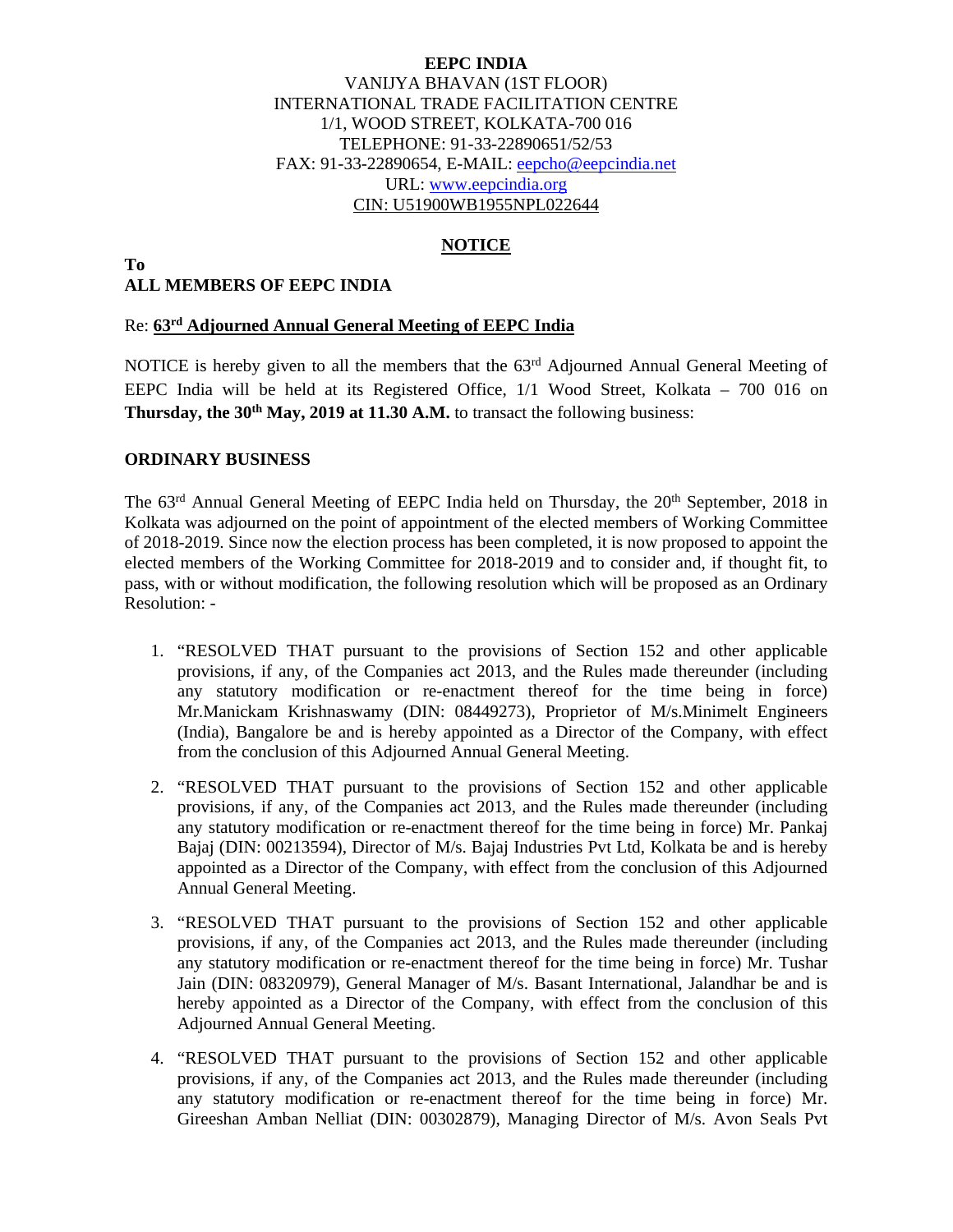**EEPC INDIA**
VANIJYA BHAVAN (1ST FLOOR)
INTERNATIONAL TRADE FACILITATION CENTRE
1/1, WOOD STREET, KOLKATA-700 016
TELEPHONE: 91-33-22890651/52/53
FAX: 91-33-22890654, E-MAIL: eepcho@eepcindia.net
URL: www.eepcindia.org
CIN: U51900WB1955NPL022644

## NOTICE

**To**
**ALL MEMBERS OF EEPC INDIA**

Re: **63rd Adjourned Annual General Meeting of EEPC India**

NOTICE is hereby given to all the members that the 63rd Adjourned Annual General Meeting of EEPC India will be held at its Registered Office, 1/1 Wood Street, Kolkata – 700 016 on **Thursday, the 30th May, 2019 at 11.30 A.M.** to transact the following business:

**ORDINARY BUSINESS**

The 63rd Annual General Meeting of EEPC India held on Thursday, the 20th September, 2018 in Kolkata was adjourned on the point of appointment of the elected members of Working Committee of 2018-2019. Since now the election process has been completed, it is now proposed to appoint the elected members of the Working Committee for 2018-2019 and to consider and, if thought fit, to pass, with or without modification, the following resolution which will be proposed as an Ordinary Resolution: -

1. "RESOLVED THAT pursuant to the provisions of Section 152 and other applicable provisions, if any, of the Companies act 2013, and the Rules made thereunder (including any statutory modification or re-enactment thereof for the time being in force) Mr.Manickam Krishnaswamy (DIN: 08449273), Proprietor of M/s.Minimelt Engineers (India), Bangalore be and is hereby appointed as a Director of the Company, with effect from the conclusion of this Adjourned Annual General Meeting.
2. "RESOLVED THAT pursuant to the provisions of Section 152 and other applicable provisions, if any, of the Companies act 2013, and the Rules made thereunder (including any statutory modification or re-enactment thereof for the time being in force) Mr. Pankaj Bajaj (DIN: 00213594), Director of M/s. Bajaj Industries Pvt Ltd, Kolkata be and is hereby appointed as a Director of the Company, with effect from the conclusion of this Adjourned Annual General Meeting.
3. "RESOLVED THAT pursuant to the provisions of Section 152 and other applicable provisions, if any, of the Companies act 2013, and the Rules made thereunder (including any statutory modification or re-enactment thereof for the time being in force) Mr. Tushar Jain (DIN: 08320979), General Manager of M/s. Basant International, Jalandhar be and is hereby appointed as a Director of the Company, with effect from the conclusion of this Adjourned Annual General Meeting.
4. "RESOLVED THAT pursuant to the provisions of Section 152 and other applicable provisions, if any, of the Companies act 2013, and the Rules made thereunder (including any statutory modification or re-enactment thereof for the time being in force) Mr. Gireeshan Amban Nelliat (DIN: 00302879), Managing Director of M/s. Avon Seals Pvt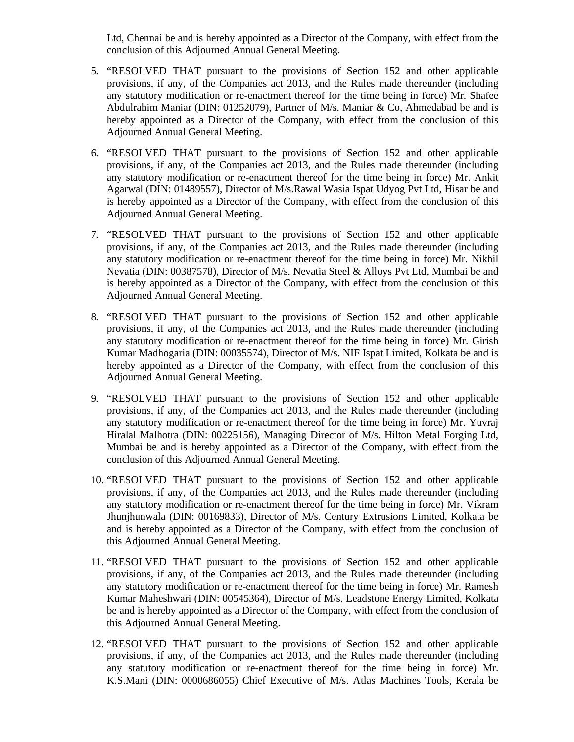Ltd, Chennai be and is hereby appointed as a Director of the Company, with effect from the conclusion of this Adjourned Annual General Meeting.

5. "RESOLVED THAT pursuant to the provisions of Section 152 and other applicable provisions, if any, of the Companies act 2013, and the Rules made thereunder (including any statutory modification or re-enactment thereof for the time being in force) Mr. Shafee Abdulrahim Maniar (DIN: 01252079), Partner of M/s. Maniar & Co, Ahmedabad be and is hereby appointed as a Director of the Company, with effect from the conclusion of this Adjourned Annual General Meeting.

6. "RESOLVED THAT pursuant to the provisions of Section 152 and other applicable provisions, if any, of the Companies act 2013, and the Rules made thereunder (including any statutory modification or re-enactment thereof for the time being in force) Mr. Ankit Agarwal (DIN: 01489557), Director of M/s.Rawal Wasia Ispat Udyog Pvt Ltd, Hisar be and is hereby appointed as a Director of the Company, with effect from the conclusion of this Adjourned Annual General Meeting.

7. "RESOLVED THAT pursuant to the provisions of Section 152 and other applicable provisions, if any, of the Companies act 2013, and the Rules made thereunder (including any statutory modification or re-enactment thereof for the time being in force) Mr. Nikhil Nevatia (DIN: 00387578), Director of M/s. Nevatia Steel & Alloys Pvt Ltd, Mumbai be and is hereby appointed as a Director of the Company, with effect from the conclusion of this Adjourned Annual General Meeting.

8. "RESOLVED THAT pursuant to the provisions of Section 152 and other applicable provisions, if any, of the Companies act 2013, and the Rules made thereunder (including any statutory modification or re-enactment thereof for the time being in force) Mr. Girish Kumar Madhogaria (DIN: 00035574), Director of M/s. NIF Ispat Limited, Kolkata be and is hereby appointed as a Director of the Company, with effect from the conclusion of this Adjourned Annual General Meeting.

9. "RESOLVED THAT pursuant to the provisions of Section 152 and other applicable provisions, if any, of the Companies act 2013, and the Rules made thereunder (including any statutory modification or re-enactment thereof for the time being in force) Mr. Yuvraj Hiralal Malhotra (DIN: 00225156), Managing Director of M/s. Hilton Metal Forging Ltd, Mumbai be and is hereby appointed as a Director of the Company, with effect from the conclusion of this Adjourned Annual General Meeting.

10. "RESOLVED THAT pursuant to the provisions of Section 152 and other applicable provisions, if any, of the Companies act 2013, and the Rules made thereunder (including any statutory modification or re-enactment thereof for the time being in force) Mr. Vikram Jhunjhunwala (DIN: 00169833), Director of M/s. Century Extrusions Limited, Kolkata be and is hereby appointed as a Director of the Company, with effect from the conclusion of this Adjourned Annual General Meeting.

11. "RESOLVED THAT pursuant to the provisions of Section 152 and other applicable provisions, if any, of the Companies act 2013, and the Rules made thereunder (including any statutory modification or re-enactment thereof for the time being in force) Mr. Ramesh Kumar Maheshwari (DIN: 00545364), Director of M/s. Leadstone Energy Limited, Kolkata be and is hereby appointed as a Director of the Company, with effect from the conclusion of this Adjourned Annual General Meeting.

12. "RESOLVED THAT pursuant to the provisions of Section 152 and other applicable provisions, if any, of the Companies act 2013, and the Rules made thereunder (including any statutory modification or re-enactment thereof for the time being in force) Mr. K.S.Mani (DIN: 0000686055) Chief Executive of M/s. Atlas Machines Tools, Kerala be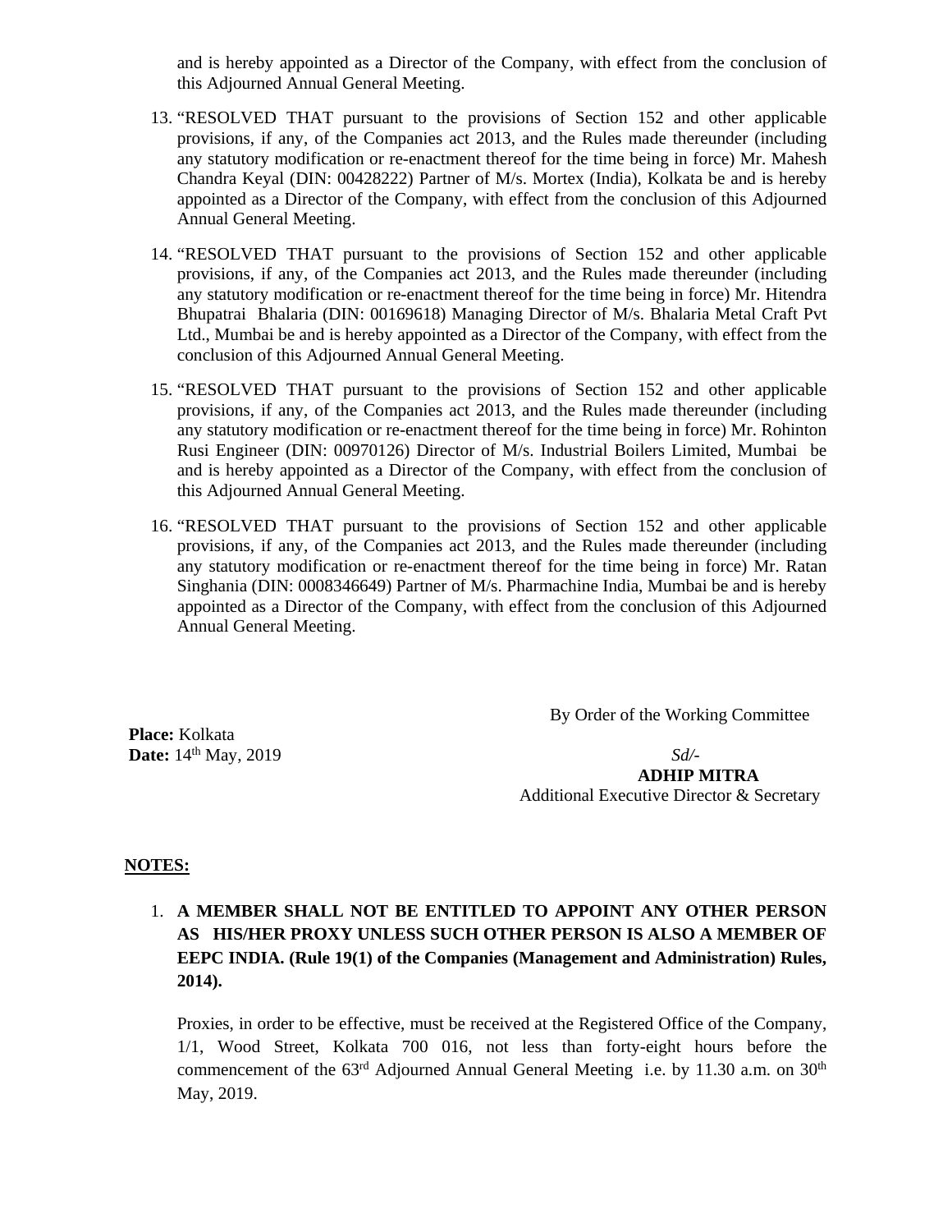and is hereby appointed as a Director of the Company, with effect from the conclusion of this Adjourned Annual General Meeting.

13. "RESOLVED THAT pursuant to the provisions of Section 152 and other applicable provisions, if any, of the Companies act 2013, and the Rules made thereunder (including any statutory modification or re-enactment thereof for the time being in force) Mr. Mahesh Chandra Keyal (DIN: 00428222) Partner of M/s. Mortex (India), Kolkata be and is hereby appointed as a Director of the Company, with effect from the conclusion of this Adjourned Annual General Meeting.

14. "RESOLVED THAT pursuant to the provisions of Section 152 and other applicable provisions, if any, of the Companies act 2013, and the Rules made thereunder (including any statutory modification or re-enactment thereof for the time being in force) Mr. Hitendra Bhupatrai Bhalaria (DIN: 00169618) Managing Director of M/s. Bhalaria Metal Craft Pvt Ltd., Mumbai be and is hereby appointed as a Director of the Company, with effect from the conclusion of this Adjourned Annual General Meeting.

15. "RESOLVED THAT pursuant to the provisions of Section 152 and other applicable provisions, if any, of the Companies act 2013, and the Rules made thereunder (including any statutory modification or re-enactment thereof for the time being in force) Mr. Rohinton Rusi Engineer (DIN: 00970126) Director of M/s. Industrial Boilers Limited, Mumbai be and is hereby appointed as a Director of the Company, with effect from the conclusion of this Adjourned Annual General Meeting.

16. "RESOLVED THAT pursuant to the provisions of Section 152 and other applicable provisions, if any, of the Companies act 2013, and the Rules made thereunder (including any statutory modification or re-enactment thereof for the time being in force) Mr. Ratan Singhania (DIN: 0008346649) Partner of M/s. Pharmachine India, Mumbai be and is hereby appointed as a Director of the Company, with effect from the conclusion of this Adjourned Annual General Meeting.

By Order of the Working Committee

**Place:** Kolkata
**Date:** 14th May, 2019

*Sd/-*
**ADHIP MITRA**
Additional Executive Director & Secretary

**NOTES:**

1. **A MEMBER SHALL NOT BE ENTITLED TO APPOINT ANY OTHER PERSON AS HIS/HER PROXY UNLESS SUCH OTHER PERSON IS ALSO A MEMBER OF EEPC INDIA. (Rule 19(1) of the Companies (Management and Administration) Rules, 2014).**

   Proxies, in order to be effective, must be received at the Registered Office of the Company, 1/1, Wood Street, Kolkata 700 016, not less than forty-eight hours before the commencement of the 63rd Adjourned Annual General Meeting i.e. by 11.30 a.m. on 30th May, 2019.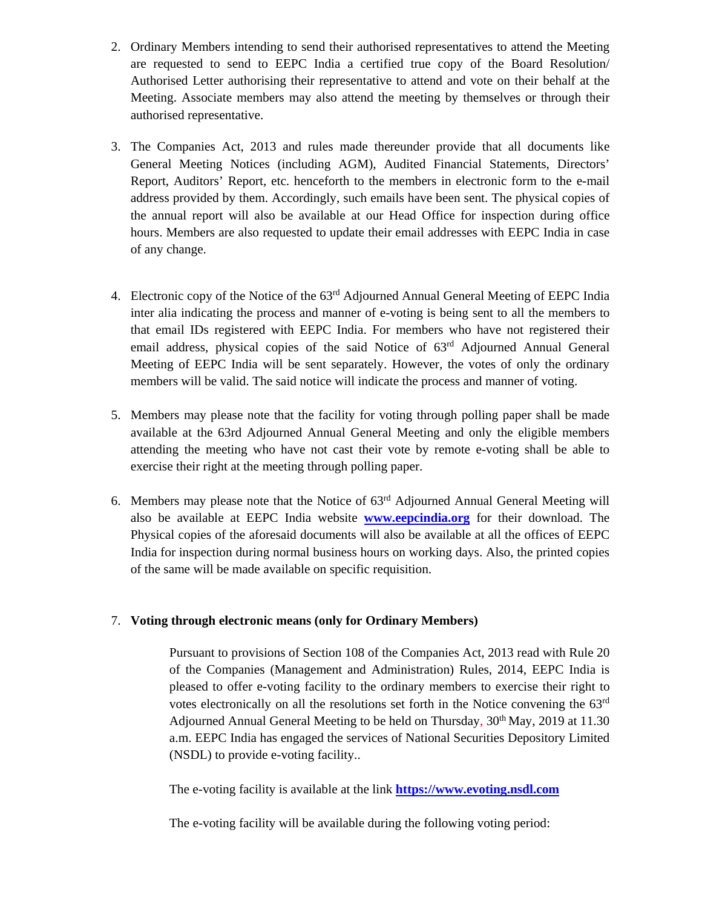2. Ordinary Members intending to send their authorised representatives to attend the Meeting are requested to send to EEPC India a certified true copy of the Board Resolution/ Authorised Letter authorising their representative to attend and vote on their behalf at the Meeting. Associate members may also attend the meeting by themselves or through their authorised representative.

3. The Companies Act, 2013 and rules made thereunder provide that all documents like General Meeting Notices (including AGM), Audited Financial Statements, Directors' Report, Auditors' Report, etc. henceforth to the members in electronic form to the e-mail address provided by them. Accordingly, such emails have been sent. The physical copies of the annual report will also be available at our Head Office for inspection during office hours. Members are also requested to update their email addresses with EEPC India in case of any change.

4. Electronic copy of the Notice of the 63rd Adjourned Annual General Meeting of EEPC India inter alia indicating the process and manner of e-voting is being sent to all the members to that email IDs registered with EEPC India. For members who have not registered their email address, physical copies of the said Notice of 63rd Adjourned Annual General Meeting of EEPC India will be sent separately. However, the votes of only the ordinary members will be valid. The said notice will indicate the process and manner of voting.

5. Members may please note that the facility for voting through polling paper shall be made available at the 63rd Adjourned Annual General Meeting and only the eligible members attending the meeting who have not cast their vote by remote e-voting shall be able to exercise their right at the meeting through polling paper.

6. Members may please note that the Notice of 63rd Adjourned Annual General Meeting will also be available at EEPC India website **www.eepcindia.org** for their download. The Physical copies of the aforesaid documents will also be available at all the offices of EEPC India for inspection during normal business hours on working days. Also, the printed copies of the same will be made available on specific requisition.

7. **Voting through electronic means (only for Ordinary Members)**

   Pursuant to provisions of Section 108 of the Companies Act, 2013 read with Rule 20 of the Companies (Management and Administration) Rules, 2014, EEPC India is pleased to offer e-voting facility to the ordinary members to exercise their right to votes electronically on all the resolutions set forth in the Notice convening the 63rd Adjourned Annual General Meeting to be held on Thursday, 30th May, 2019 at 11.30 a.m. EEPC India has engaged the services of National Securities Depository Limited (NSDL) to provide e-voting facility..

   The e-voting facility is available at the link **https://www.evoting.nsdl.com**

   The e-voting facility will be available during the following voting period: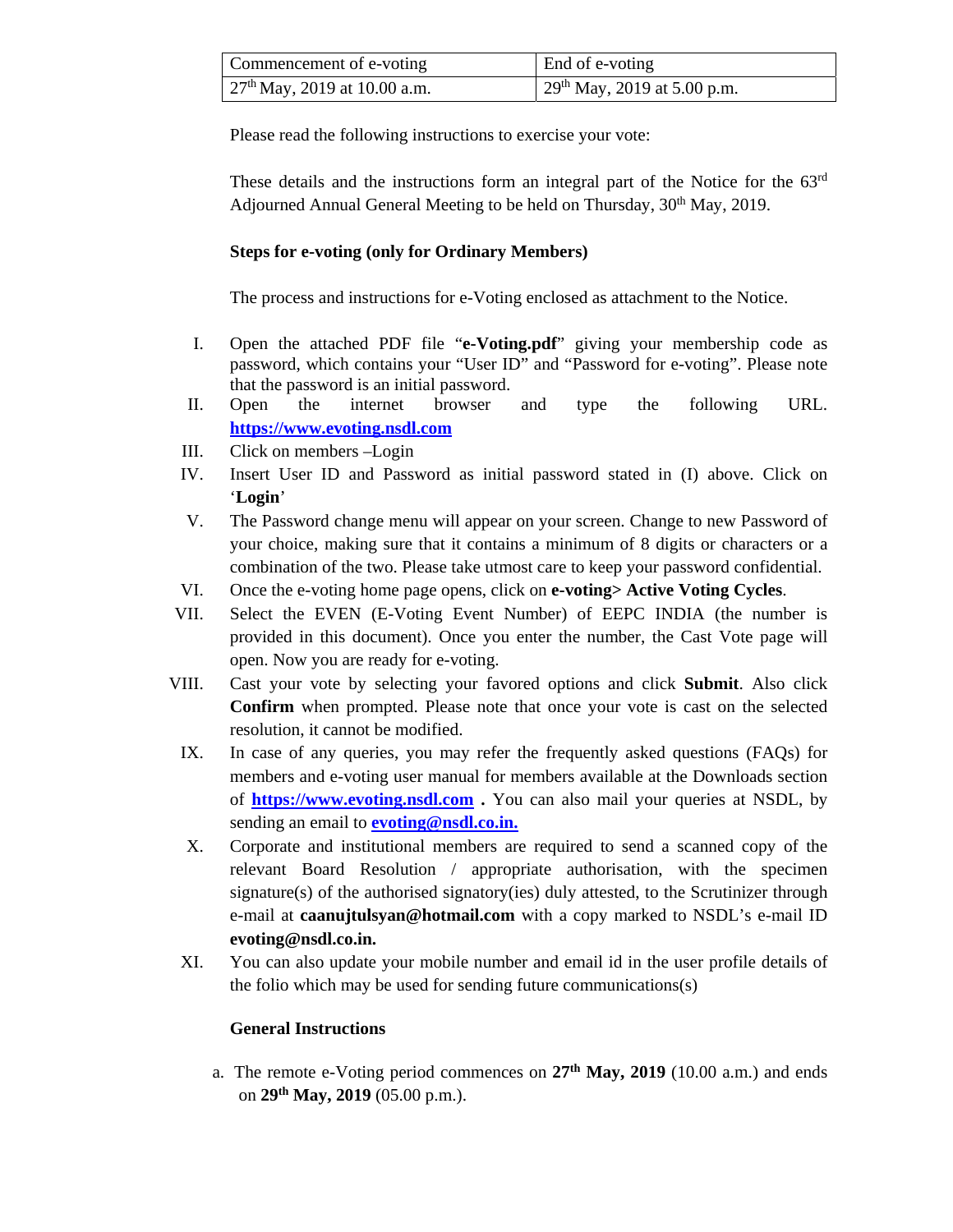| Commencement of e-voting | End of e-voting |
| --- | --- |
| 27th May, 2019 at 10.00 a.m. | 29th May, 2019 at 5.00 p.m. |

Please read the following instructions to exercise your vote:

These details and the instructions form an integral part of the Notice for the 63rd Adjourned Annual General Meeting to be held on Thursday, 30th May, 2019.

**Steps for e-voting (only for Ordinary Members)**

The process and instructions for e-Voting enclosed as attachment to the Notice.

I. Open the attached PDF file "**e-Voting.pdf**" giving your membership code as password, which contains your "User ID" and "Password for e-voting". Please note that the password is an initial password.

II. Open the internet browser and type the following URL. **https://www.evoting.nsdl.com**

III. Click on members –Login

IV. Insert User ID and Password as initial password stated in (I) above. Click on '**Login**'

V. The Password change menu will appear on your screen. Change to new Password of your choice, making sure that it contains a minimum of 8 digits or characters or a combination of the two. Please take utmost care to keep your password confidential.

VI. Once the e-voting home page opens, click on **e-voting> Active Voting Cycles**.

VII. Select the EVEN (E-Voting Event Number) of EEPC INDIA (the number is provided in this document). Once you enter the number, the Cast Vote page will open. Now you are ready for e-voting.

VIII. Cast your vote by selecting your favored options and click **Submit**. Also click **Confirm** when prompted. Please note that once your vote is cast on the selected resolution, it cannot be modified.

IX. In case of any queries, you may refer the frequently asked questions (FAQs) for members and e-voting user manual for members available at the Downloads section of **https://www.evoting.nsdl.com** . You can also mail your queries at NSDL, by sending an email to **evoting@nsdl.co.in.**

X. Corporate and institutional members are required to send a scanned copy of the relevant Board Resolution / appropriate authorisation, with the specimen signature(s) of the authorised signatory(ies) duly attested, to the Scrutinizer through e-mail at **caanujtulsyan@hotmail.com** with a copy marked to NSDL's e-mail ID **evoting@nsdl.co.in.**

XI. You can also update your mobile number and email id in the user profile details of the folio which may be used for sending future communications(s)

**General Instructions**

a. The remote e-Voting period commences on **27th May, 2019** (10.00 a.m.) and ends on **29th May, 2019** (05.00 p.m.).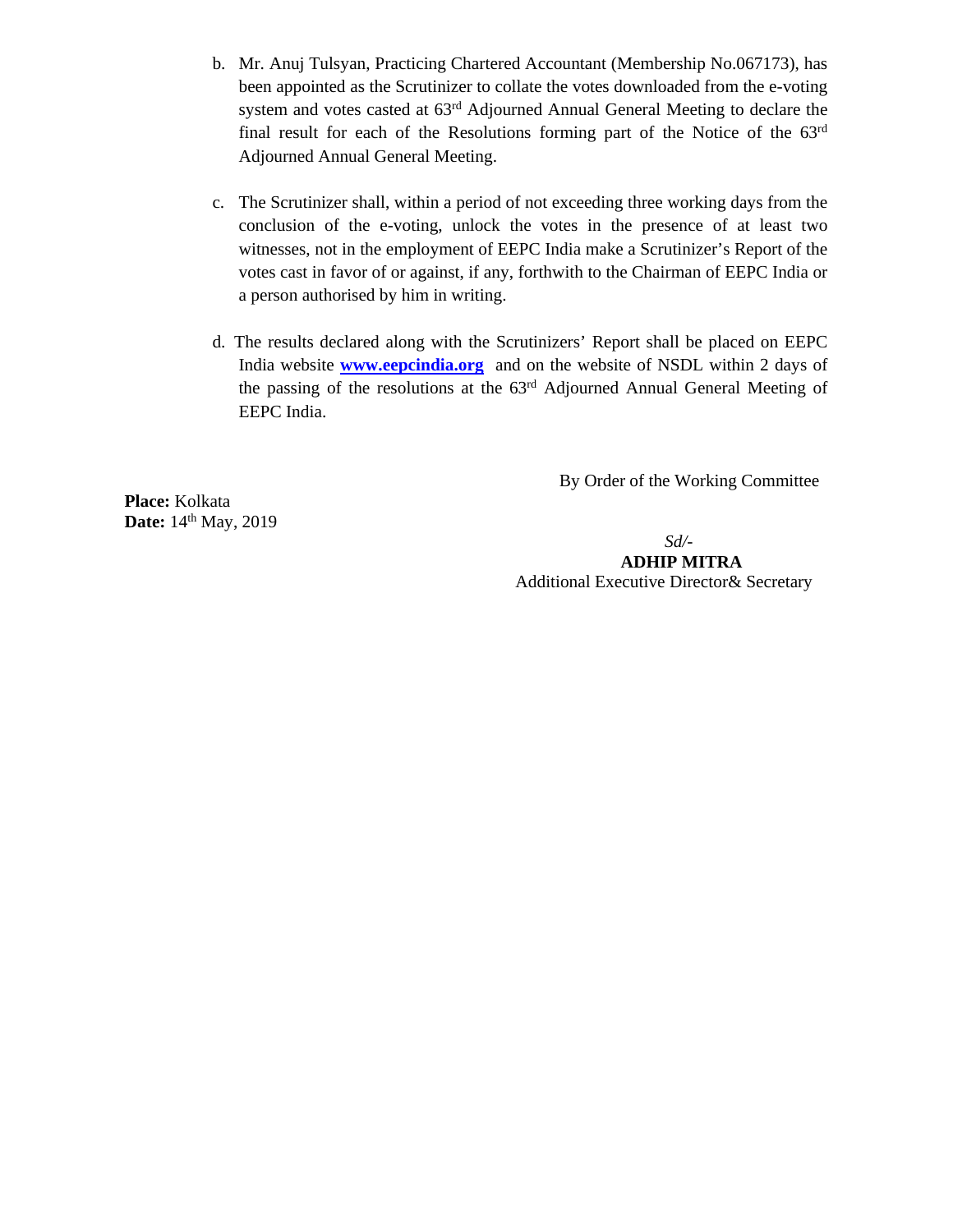b. Mr. Anuj Tulsyan, Practicing Chartered Accountant (Membership No.067173), has been appointed as the Scrutinizer to collate the votes downloaded from the e-voting system and votes casted at 63rd Adjourned Annual General Meeting to declare the final result for each of the Resolutions forming part of the Notice of the 63rd Adjourned Annual General Meeting.

c. The Scrutinizer shall, within a period of not exceeding three working days from the conclusion of the e-voting, unlock the votes in the presence of at least two witnesses, not in the employment of EEPC India make a Scrutinizer's Report of the votes cast in favor of or against, if any, forthwith to the Chairman of EEPC India or a person authorised by him in writing.

d. The results declared along with the Scrutinizers' Report shall be placed on EEPC India website **www.eepcindia.org** and on the website of NSDL within 2 days of the passing of the resolutions at the 63rd Adjourned Annual General Meeting of EEPC India.

By Order of the Working Committee

**Place:** Kolkata
**Date:** 14th May, 2019

*Sd/-*
**ADHIP MITRA**
Additional Executive Director& Secretary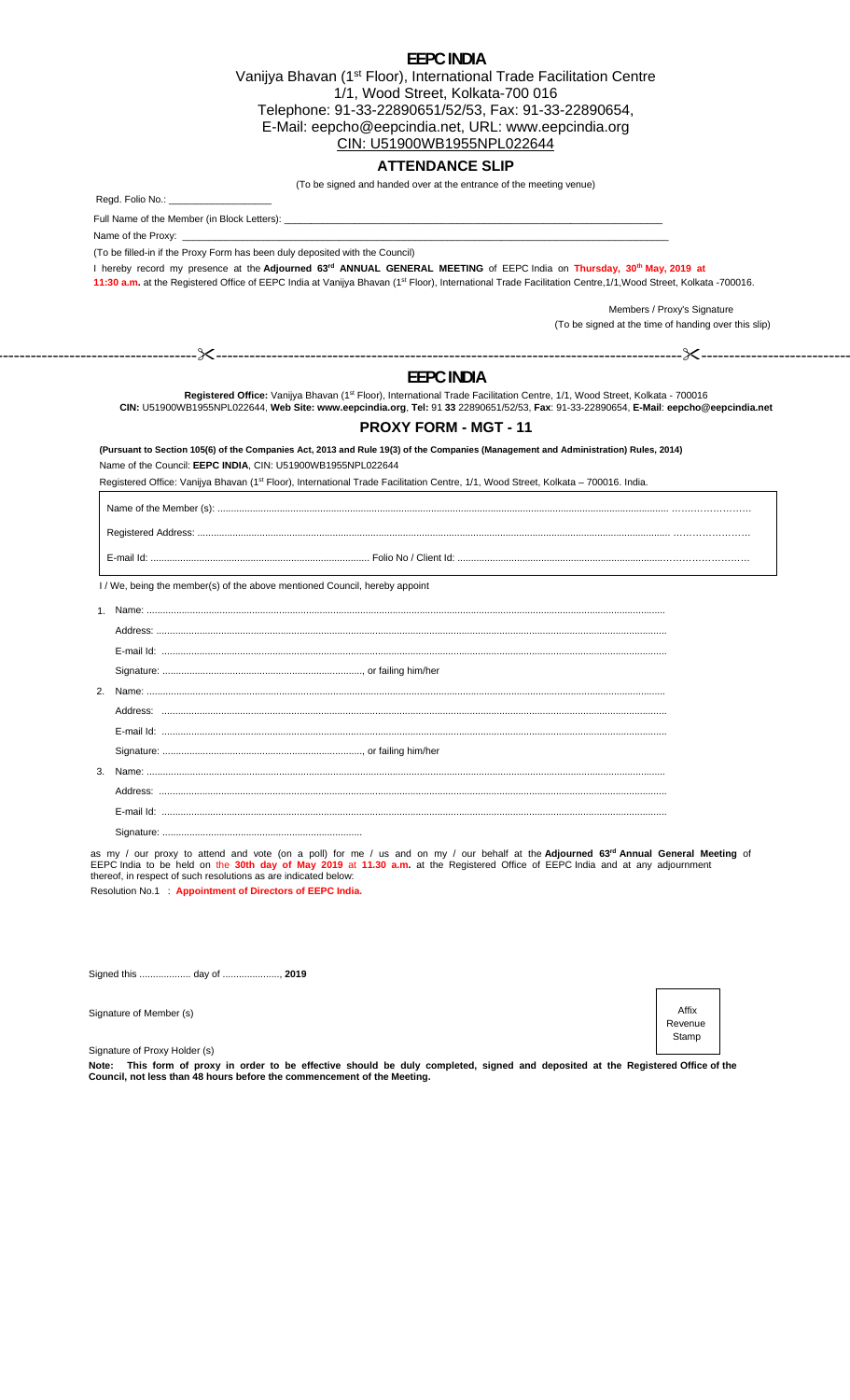# EEPC INDIA

Vanijya Bhavan (1st Floor), International Trade Facilitation Centre
1/1, Wood Street, Kolkata-700 016
Telephone: 91-33-22890651/52/53, Fax: 91-33-22890654,
E-Mail: eepcho@eepcindia.net, URL: www.eepcindia.org
CIN: U51900WB1955NPL022644

## ATTENDANCE SLIP

(To be signed and handed over at the entrance of the meeting venue)

Regd. Folio No.: ___________________

Full Name of the Member (in Block Letters): ___________________

Name of the Proxy: ___________________

(To be filled-in if the Proxy Form has been duly deposited with the Council)

I hereby record my presence at the **Adjourned 63rd ANNUAL GENERAL MEETING** of EEPC India on **Thursday, 30th May, 2019 at 11:30 a.m.** at the Registered Office of EEPC India at Vanijya Bhavan (1st Floor), International Trade Facilitation Centre,1/1,Wood Street, Kolkata -700016.

Members / Proxy's Signature
(To be signed at the time of handing over this slip)

---

# EEPC INDIA

**Registered Office:** Vanijya Bhavan (1st Floor), International Trade Facilitation Centre, 1/1, Wood Street, Kolkata - 700016
**CIN:** U51900WB1955NPL022644, **Web Site: www.eepcindia.org**, **Tel:** 91 **33** 22890651/52/53, **Fax**: 91-33-22890654, **E-Mail**: **eepcho@eepcindia.net**

## PROXY FORM - MGT - 11

**(Pursuant to Section 105(6) of the Companies Act, 2013 and Rule 19(3) of the Companies (Management and Administration) Rules, 2014)**

Name of the Council: **EEPC INDIA**, CIN: U51900WB1955NPL022644

Registered Office: Vanijya Bhavan (1st Floor), International Trade Facilitation Centre, 1/1, Wood Street, Kolkata – 700016. India.

Name of the Member (s): ....................................................................................

Registered Address: ....................................................................................

E-mail Id: .................................................... Folio No / Client Id: ....................................................

I / We, being the member(s) of the above mentioned Council, hereby appoint

1. Name: ....................................................................................
   Address: ....................................................................................
   E-mail Id: ....................................................................................
   Signature: ......................................................., or failing him/her
2. Name: ....................................................................................
   Address: ....................................................................................
   E-mail Id: ....................................................................................
   Signature: ......................................................., or failing him/her
3. Name: ....................................................................................
   Address: ....................................................................................
   E-mail Id: ....................................................................................
   Signature: .......................................................

as my / our proxy to attend and vote (on a poll) for me / us and on my / our behalf at the **Adjourned 63rd Annual General Meeting** of EEPC India to be held on the **30th day of May 2019** at **11.30 a.m.** at the Registered Office of EEPC India and at any adjournment thereof, in respect of such resolutions as are indicated below:

Resolution No.1 : **Appointment of Directors of EEPC India.**

Signed this .................. day of ...................., **2019**

Signature of Member (s)

Affix Revenue Stamp

Signature of Proxy Holder (s)

**Note: This form of proxy in order to be effective should be duly completed, signed and deposited at the Registered Office of the Council, not less than 48 hours before the commencement of the Meeting.**